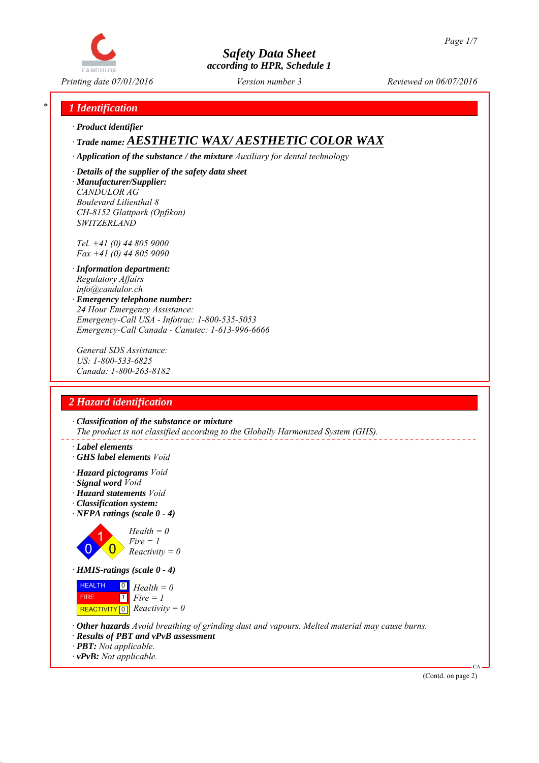# Safety Data Sheet
according to HPR, Schedule 1

Printing date 07/01/2016 Version number 3 Reviewed on 06/07/2016

## 1 Identification

· **Product identifier**

· **Trade name:** **AESTHETIC WAX/ AESTHETIC COLOR WAX**

· **Application of the substance / the mixture** Auxiliary for dental technology

· **Details of the supplier of the safety data sheet**

· **Manufacturer/Supplier:**
CANDULOR AG
Boulevard Lilienthal 8
CH-8152 Glattpark (Opfikon)
SWITZERLAND

Tel. +41 (0) 44 805 9000
Fax +41 (0) 44 805 9090

· **Information department:**
Regulatory Affairs
info@candulor.ch

· **Emergency telephone number:**
24 Hour Emergency Assistance:
Emergency-Call USA - Infotrac: 1-800-535-5053
Emergency-Call Canada - Canutec: 1-613-996-6666

General SDS Assistance:
US: 1-800-533-6825
Canada: 1-800-263-8182

## 2 Hazard identification

· **Classification of the substance or mixture**
The product is not classified according to the Globally Harmonized System (GHS).

· **Label elements**

· **GHS label elements** Void

· **Hazard pictograms** Void

· **Signal word** Void

· **Hazard statements** Void

· **Classification system:**

· **NFPA ratings (scale 0 - 4)**

Health = 0
Fire = 1
Reactivity = 0

· **HMIS-ratings (scale 0 - 4)**

| | | |
|---|---|---|
| HEALTH | 0 | Health = 0 |
| FIRE | 1 | Fire = 1 |
| REACTIVITY | 0 | Reactivity = 0 |

· **Other hazards** Avoid breathing of grinding dust and vapours. Melted material may cause burns.

· **Results of PBT and vPvB assessment**

· **PBT:** Not applicable.

· **vPvB:** Not applicable.

(Contd. on page 2)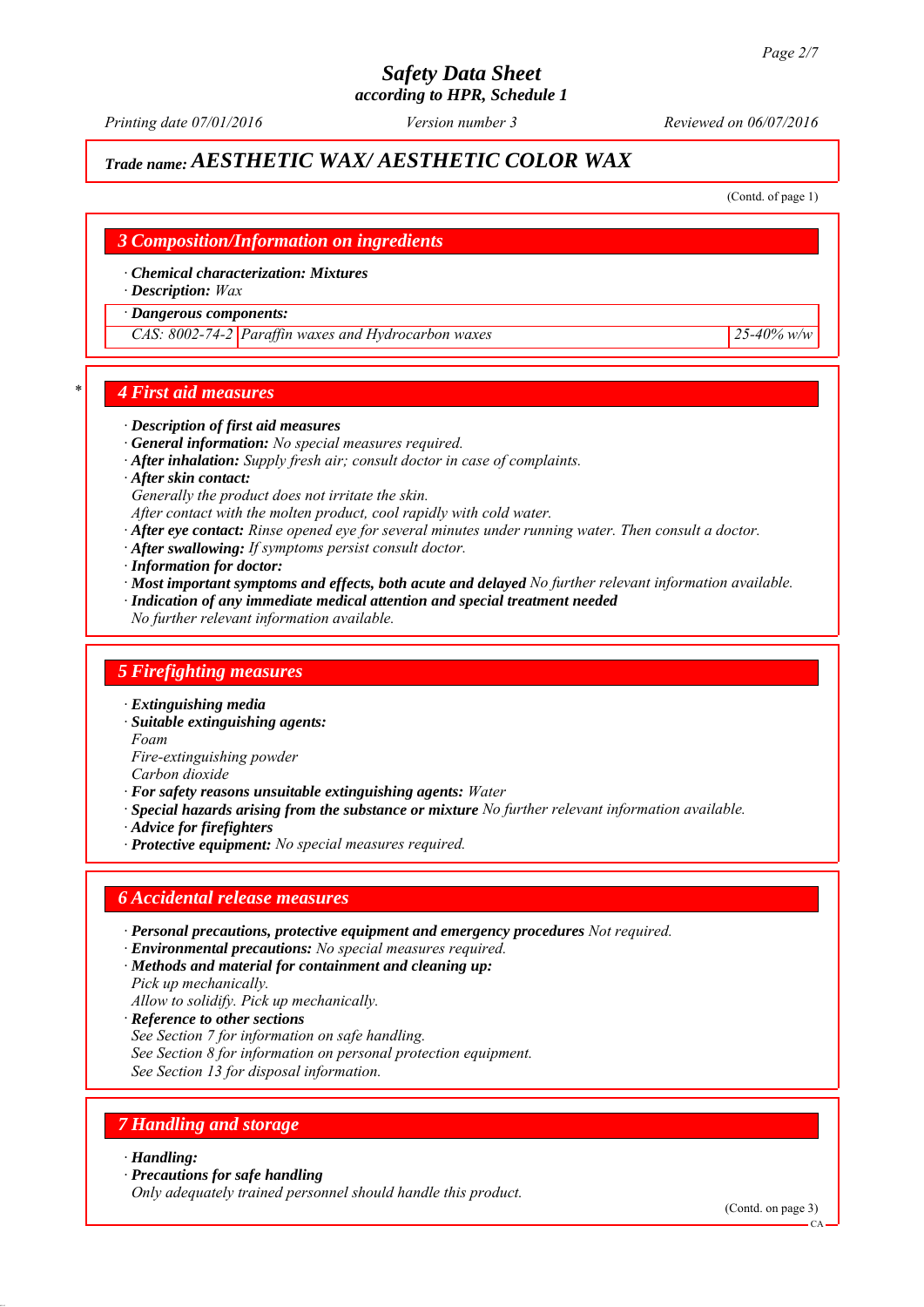# Safety Data Sheet

**according to HPR, Schedule 1**

*Printing date 07/01/2016* *Version number 3* *Reviewed on 06/07/2016*

## Trade name: AESTHETIC WAX/ AESTHETIC COLOR WAX

(Contd. of page 1)

## 3 Composition/Information on ingredients

· **Chemical characterization: Mixtures**
· **Description:** *Wax*

· **Dangerous components:**

| CAS: 8002-74-2 | Paraffin waxes and Hydrocarbon waxes | 25-40% w/w |
|---|---|---|

## 4 First aid measures

· **Description of first aid measures**
· **General information:** *No special measures required.*
· **After inhalation:** *Supply fresh air; consult doctor in case of complaints.*
· **After skin contact:**
*Generally the product does not irritate the skin.*
*After contact with the molten product, cool rapidly with cold water.*
· **After eye contact:** *Rinse opened eye for several minutes under running water. Then consult a doctor.*
· **After swallowing:** *If symptoms persist consult doctor.*
· **Information for doctor:**
· **Most important symptoms and effects, both acute and delayed** *No further relevant information available.*
· **Indication of any immediate medical attention and special treatment needed**
*No further relevant information available.*

## 5 Firefighting measures

· **Extinguishing media**
· **Suitable extinguishing agents:**
*Foam*
*Fire-extinguishing powder*
*Carbon dioxide*
· **For safety reasons unsuitable extinguishing agents:** *Water*
· **Special hazards arising from the substance or mixture** *No further relevant information available.*
· **Advice for firefighters**
· **Protective equipment:** *No special measures required.*

## 6 Accidental release measures

· **Personal precautions, protective equipment and emergency procedures** *Not required.*
· **Environmental precautions:** *No special measures required.*
· **Methods and material for containment and cleaning up:**
*Pick up mechanically.*
*Allow to solidify. Pick up mechanically.*
· **Reference to other sections**
*See Section 7 for information on safe handling.*
*See Section 8 for information on personal protection equipment.*
*See Section 13 for disposal information.*

## 7 Handling and storage

· **Handling:**
· **Precautions for safe handling**
*Only adequately trained personnel should handle this product.*

(Contd. on page 3)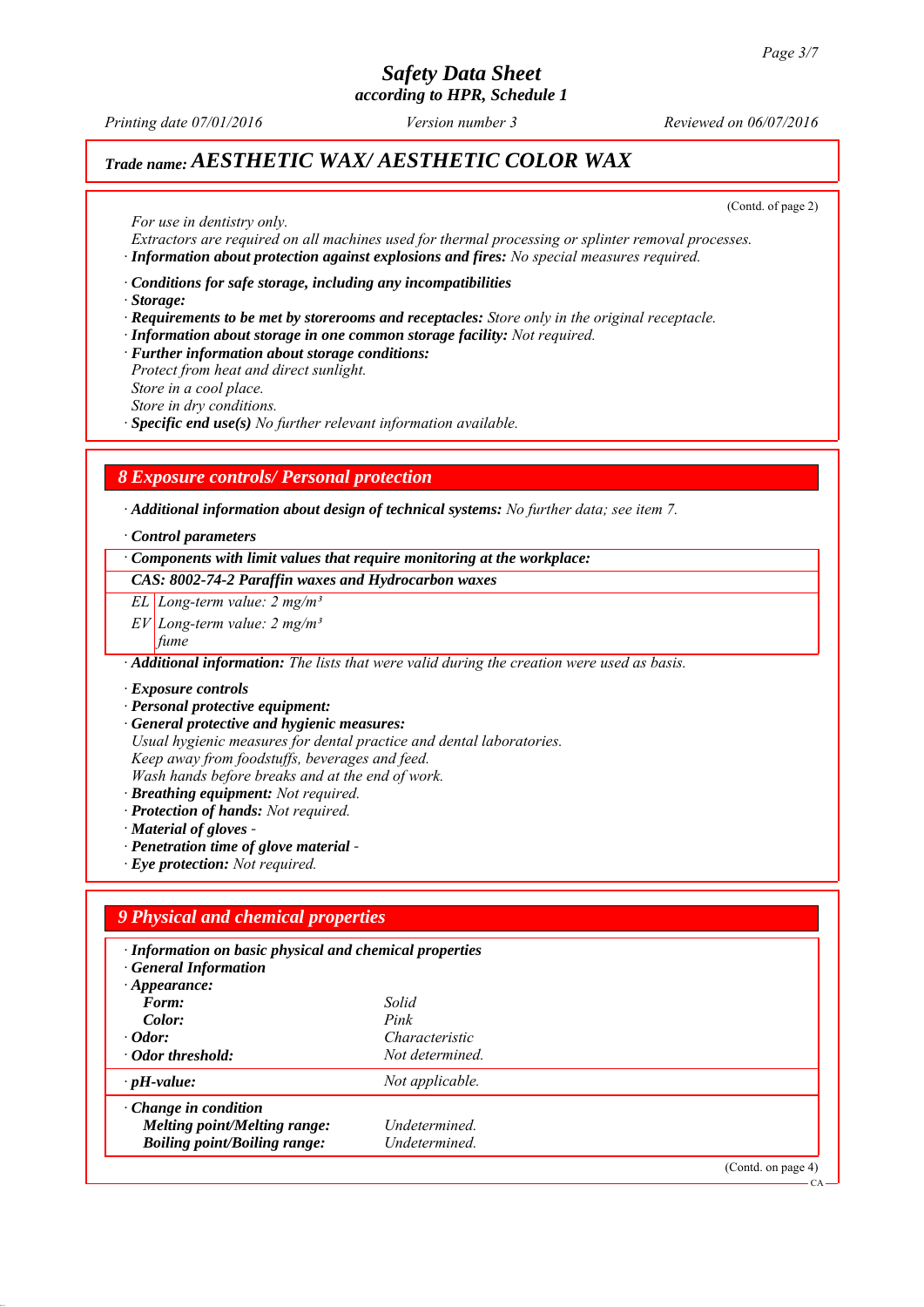# Safety Data Sheet
### according to HPR, Schedule 1

Printing date 07/01/2016 | Version number 3 | Reviewed on 06/07/2016

## Trade name: AESTHETIC WAX/ AESTHETIC COLOR WAX

(Contd. of page 2)

*For use in dentistry only.*
*Extractors are required on all machines used for thermal processing or splinter removal processes.*
· **Information about protection against explosions and fires:** *No special measures required.*

· **Conditions for safe storage, including any incompatibilities**
· **Storage:**
· **Requirements to be met by storerooms and receptacles:** *Store only in the original receptacle.*
· **Information about storage in one common storage facility:** *Not required.*
· **Further information about storage conditions:**
*Protect from heat and direct sunlight.*
*Store in a cool place.*
*Store in dry conditions.*
· **Specific end use(s)** *No further relevant information available.*

## 8 Exposure controls/ Personal protection

· **Additional information about design of technical systems:** *No further data; see item 7.*

· **Control parameters**

| · Components with limit values that require monitoring at the workplace: | |
|---|---|
| **CAS: 8002-74-2 Paraffin waxes and Hydrocarbon waxes** | |
| EL | Long-term value: 2 mg/m³ |
| EV | Long-term value: 2 mg/m³ fume |

· **Additional information:** *The lists that were valid during the creation were used as basis.*

· **Exposure controls**
· **Personal protective equipment:**
· **General protective and hygienic measures:**
*Usual hygienic measures for dental practice and dental laboratories.*
*Keep away from foodstuffs, beverages and feed.*
*Wash hands before breaks and at the end of work.*
· **Breathing equipment:** *Not required.*
· **Protection of hands:** *Not required.*
· **Material of gloves** -
· **Penetration time of glove material** -
· **Eye protection:** *Not required.*

## 9 Physical and chemical properties

| · Information on basic physical and chemical properties | |
|---|---|
| · **General Information** | |
| · **Appearance:** | |
| **Form:** | Solid |
| **Color:** | Pink |
| · **Odor:** | Characteristic |
| · **Odor threshold:** | Not determined. |
| · **pH-value:** | Not applicable. |
| · **Change in condition** | |
| **Melting point/Melting range:** | Undetermined. |
| **Boiling point/Boiling range:** | Undetermined. |

(Contd. on page 4)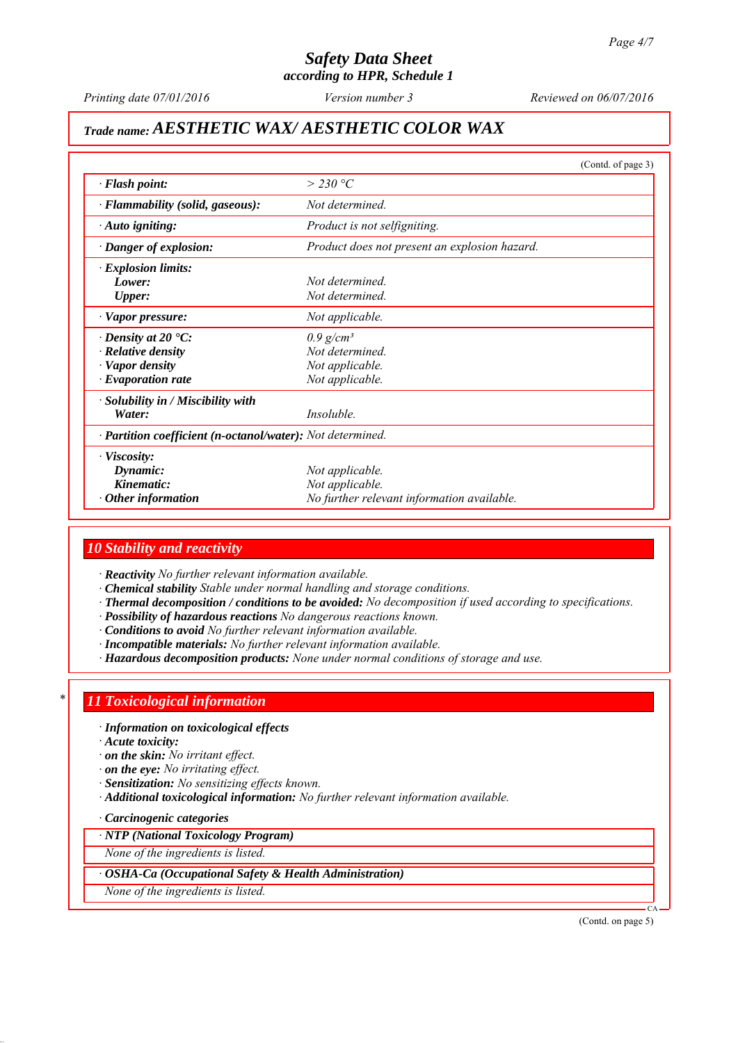# Safety Data Sheet
according to HPR, Schedule 1

Printing date 07/01/2016 | Version number 3 | Reviewed on 06/07/2016

## Trade name: AESTHETIC WAX/ AESTHETIC COLOR WAX

(Contd. of page 3)

| | |
|---|---|
| · **Flash point:** | > 230 °C |
| · **Flammability (solid, gaseous):** | Not determined. |
| · **Auto igniting:** | Product is not selfigniting. |
| · **Danger of explosion:** | Product does not present an explosion hazard. |
| · **Explosion limits:** | |
| **Lower:** | Not determined. |
| **Upper:** | Not determined. |
| · **Vapor pressure:** | Not applicable. |
| · **Density at 20 °C:** | 0.9 g/cm³ |
| · **Relative density** | Not determined. |
| · **Vapor density** | Not applicable. |
| · **Evaporation rate** | Not applicable. |
| · **Solubility in / Miscibility with** | |
| **Water:** | Insoluble. |
| · **Partition coefficient (n-octanol/water):** | Not determined. |
| · **Viscosity:** | |
| **Dynamic:** | Not applicable. |
| **Kinematic:** | Not applicable. |
| · **Other information** | No further relevant information available. |

## 10 Stability and reactivity

· **Reactivity** No further relevant information available.
· **Chemical stability** Stable under normal handling and storage conditions.
· **Thermal decomposition / conditions to be avoided:** No decomposition if used according to specifications.
· **Possibility of hazardous reactions** No dangerous reactions known.
· **Conditions to avoid** No further relevant information available.
· **Incompatible materials:** No further relevant information available.
· **Hazardous decomposition products:** None under normal conditions of storage and use.

## * 11 Toxicological information

· **Information on toxicological effects**
· **Acute toxicity:**
· **on the skin:** No irritant effect.
· **on the eye:** No irritating effect.
· **Sensitization:** No sensitizing effects known.
· **Additional toxicological information:** No further relevant information available.

· **Carcinogenic categories**

| · **NTP (National Toxicology Program)** |
|---|
| None of the ingredients is listed. |
| · **OSHA-Ca (Occupational Safety & Health Administration)** |
| None of the ingredients is listed. |

(Contd. on page 5)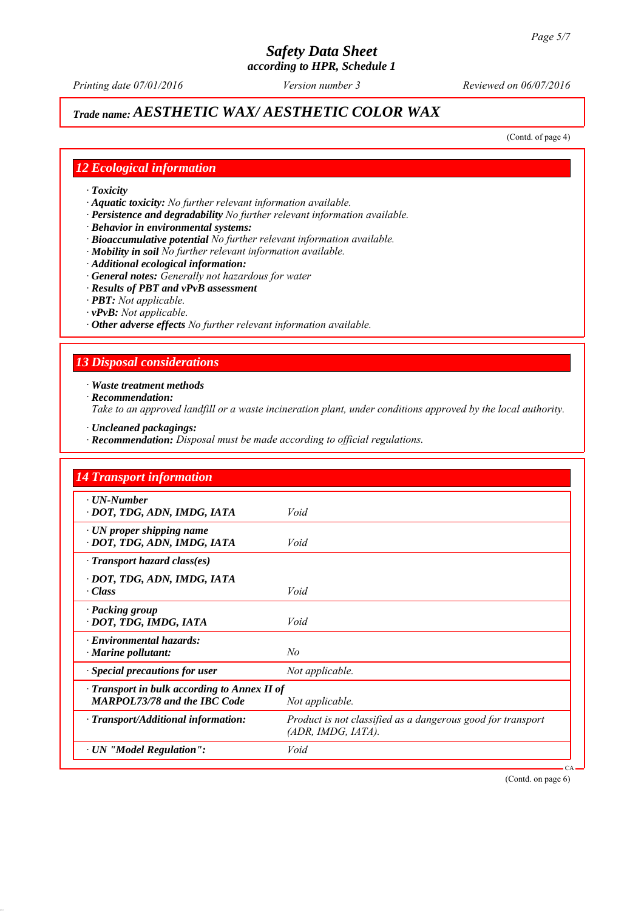# Trade name: AESTHETIC WAX/ AESTHETIC COLOR WAX

(Contd. of page 4)

## 12 Ecological information

· **Toxicity**
· **Aquatic toxicity:** *No further relevant information available.*
· **Persistence and degradability** *No further relevant information available.*
· **Behavior in environmental systems:**
· **Bioaccumulative potential** *No further relevant information available.*
· **Mobility in soil** *No further relevant information available.*
· **Additional ecological information:**
· **General notes:** *Generally not hazardous for water*
· **Results of PBT and vPvB assessment**
· **PBT:** *Not applicable.*
· **vPvB:** *Not applicable.*
· **Other adverse effects** *No further relevant information available.*

## 13 Disposal considerations

· **Waste treatment methods**
· **Recommendation:**
*Take to an approved landfill or a waste incineration plant, under conditions approved by the local authority.*

· **Uncleaned packagings:**
· **Recommendation:** *Disposal must be made according to official regulations.*

## 14 Transport information

| | |
|---|---|
| · **UN-Number**<br>· **DOT, TDG, ADN, IMDG, IATA** | *Void* |
| · **UN proper shipping name**<br>· **DOT, TDG, ADN, IMDG, IATA** | *Void* |
| · **Transport hazard class(es)**<br>· **DOT, TDG, ADN, IMDG, IATA**<br>· **Class** | *Void* |
| · **Packing group**<br>· **DOT, TDG, IMDG, IATA** | *Void* |
| · **Environmental hazards:**<br>· **Marine pollutant:** | *No* |
| · **Special precautions for user** | *Not applicable.* |
| · **Transport in bulk according to Annex II of MARPOL73/78 and the IBC Code** | *Not applicable.* |
| · **Transport/Additional information:** | *Product is not classified as a dangerous good for transport (ADR, IMDG, IATA).* |
| · **UN "Model Regulation":** | *Void* |

(Contd. on page 6)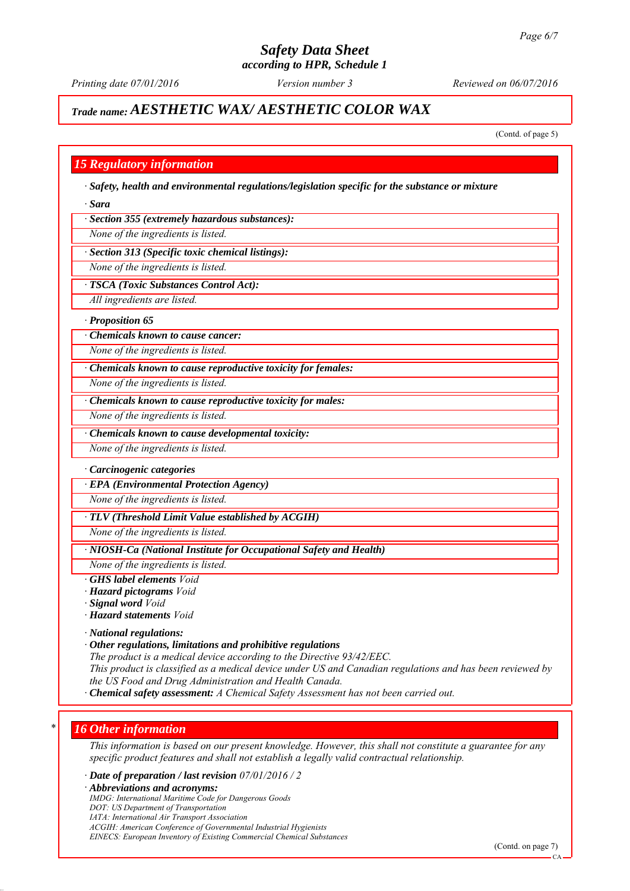# Safety Data Sheet
*according to HPR, Schedule 1*

*Printing date 07/01/2016* *Version number 3* *Reviewed on 06/07/2016*

## *Trade name: AESTHETIC WAX/ AESTHETIC COLOR WAX*

(Contd. of page 5)

## 15 Regulatory information

· ***Safety, health and environmental regulations/legislation specific for the substance or mixture***

· ***Sara***

· ***Section 355 (extremely hazardous substances):***

*None of the ingredients is listed.*

· ***Section 313 (Specific toxic chemical listings):***

*None of the ingredients is listed.*

· ***TSCA (Toxic Substances Control Act):***

*All ingredients are listed.*

· ***Proposition 65***

· ***Chemicals known to cause cancer:***

*None of the ingredients is listed.*

· ***Chemicals known to cause reproductive toxicity for females:***

*None of the ingredients is listed.*

· ***Chemicals known to cause reproductive toxicity for males:***

*None of the ingredients is listed.*

· ***Chemicals known to cause developmental toxicity:***

*None of the ingredients is listed.*

· ***Carcinogenic categories***

· ***EPA (Environmental Protection Agency)***

*None of the ingredients is listed.*

· ***TLV (Threshold Limit Value established by ACGIH)***

*None of the ingredients is listed.*

· ***NIOSH-Ca (National Institute for Occupational Safety and Health)***

*None of the ingredients is listed.*

· ***GHS label elements*** *Void*
· ***Hazard pictograms*** *Void*
· ***Signal word*** *Void*
· ***Hazard statements*** *Void*

· ***National regulations:***
· ***Other regulations, limitations and prohibitive regulations***
*The product is a medical device according to the Directive 93/42/EEC.*
*This product is classified as a medical device under US and Canadian regulations and has been reviewed by the US Food and Drug Administration and Health Canada.*
· ***Chemical safety assessment:*** *A Chemical Safety Assessment has not been carried out.*

## 16 Other information

*This information is based on our present knowledge. However, this shall not constitute a guarantee for any specific product features and shall not establish a legally valid contractual relationship.*

· ***Date of preparation / last revision*** *07/01/2016 / 2*
· ***Abbreviations and acronyms:***
*IMDG: International Maritime Code for Dangerous Goods*
*DOT: US Department of Transportation*
*IATA: International Air Transport Association*
*ACGIH: American Conference of Governmental Industrial Hygienists*
*EINECS: European Inventory of Existing Commercial Chemical Substances*

(Contd. on page 7)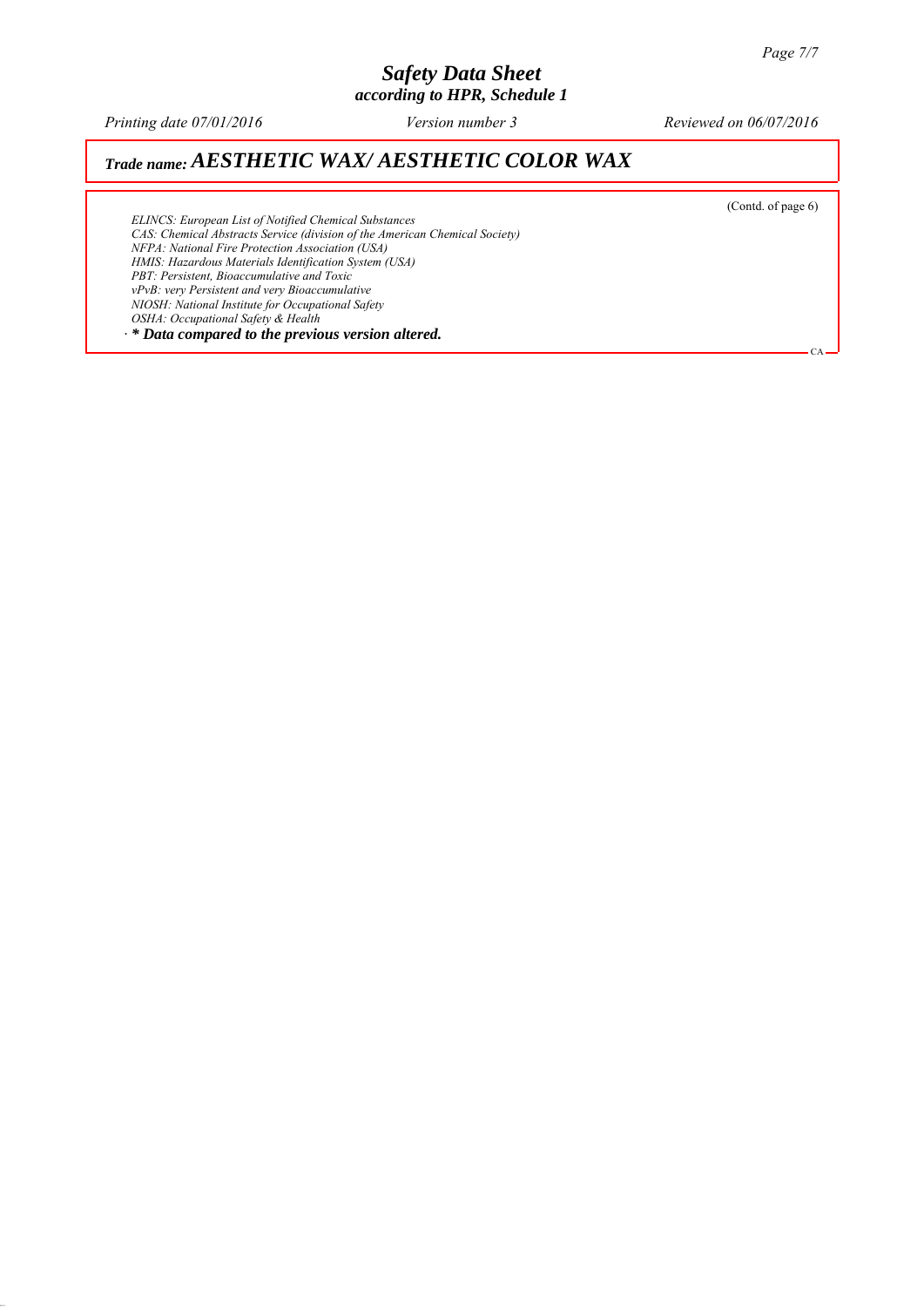*ELINCS: European List of Notified Chemical Substances*
*CAS: Chemical Abstracts Service (division of the American Chemical Society)*
*NFPA: National Fire Protection Association (USA)*
*HMIS: Hazardous Materials Identification System (USA)*
*PBT: Persistent, Bioaccumulative and Toxic*
*vPvB: very Persistent and very Bioaccumulative*
*NIOSH: National Institute for Occupational Safety*
*OSHA: Occupational Safety & Health*

· ***\* Data compared to the previous version altered.***